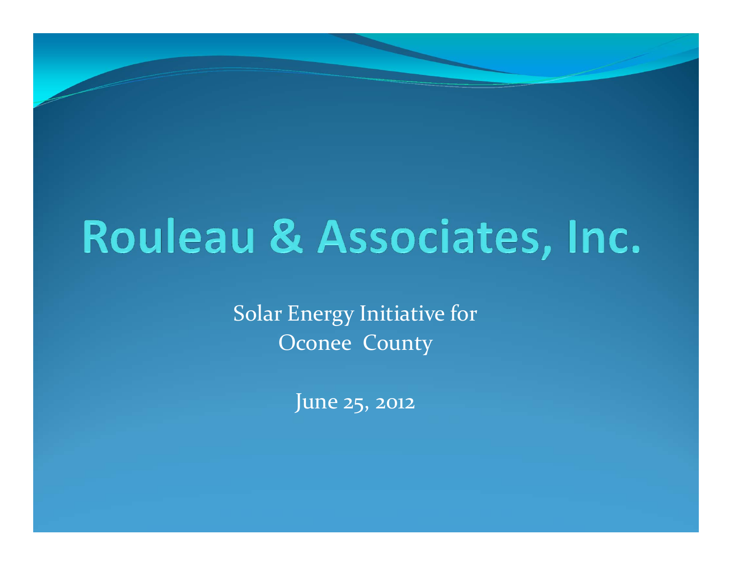# Rouleau & Associates, Inc.

Solar Energy Initiative for
Oconee County

June 25, 2012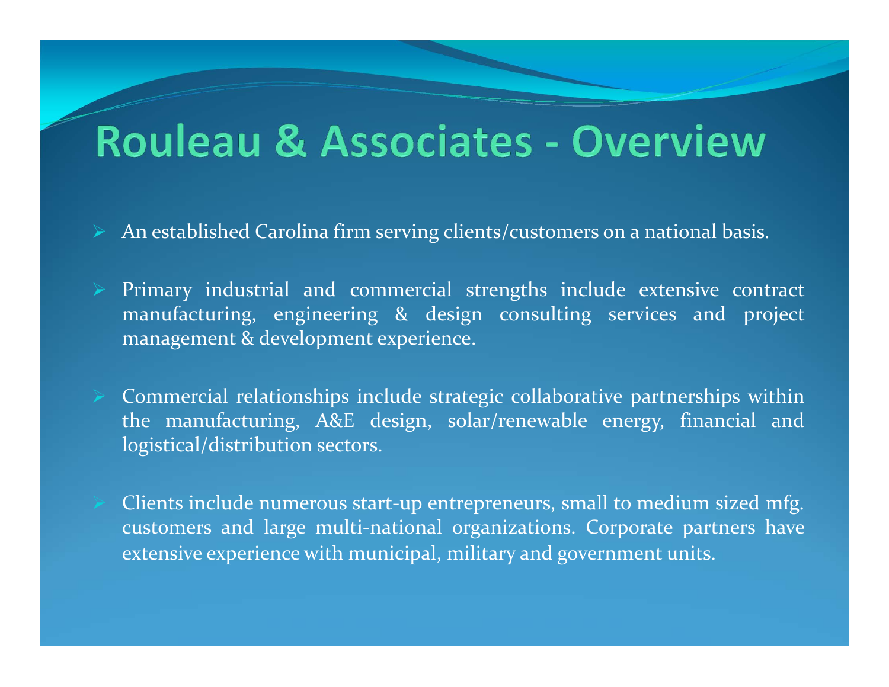# Rouleau & Associates - Overview

- An established Carolina firm serving clients/customers on a national basis.
- Primary industrial and commercial strengths include extensive contract manufacturing, engineering & design consulting services and project management & development experience.
- Commercial relationships include strategic collaborative partnerships within the manufacturing, A&E design, solar/renewable energy, financial and logistical/distribution sectors.
- Clients include numerous start-up entrepreneurs, small to medium sized mfg. customers and large multi-national organizations. Corporate partners have extensive experience with municipal, military and government units.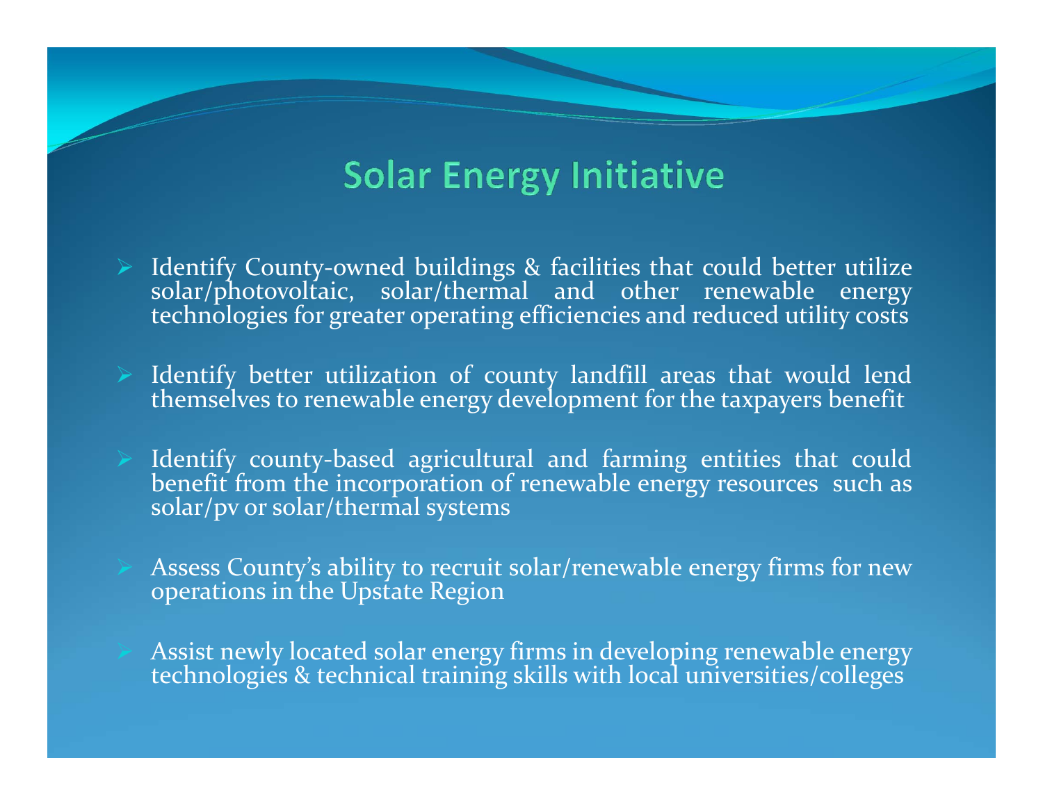# Solar Energy Initiative

- Identify County-owned buildings & facilities that could better utilize solar/photovoltaic, solar/thermal and other renewable energy technologies for greater operating efficiencies and reduced utility costs
- Identify better utilization of county landfill areas that would lend themselves to renewable energy development for the taxpayers benefit
- Identify county-based agricultural and farming entities that could benefit from the incorporation of renewable energy resources such as solar/pv or solar/thermal systems
- Assess County's ability to recruit solar/renewable energy firms for new operations in the Upstate Region
- Assist newly located solar energy firms in developing renewable energy technologies & technical training skills with local universities/colleges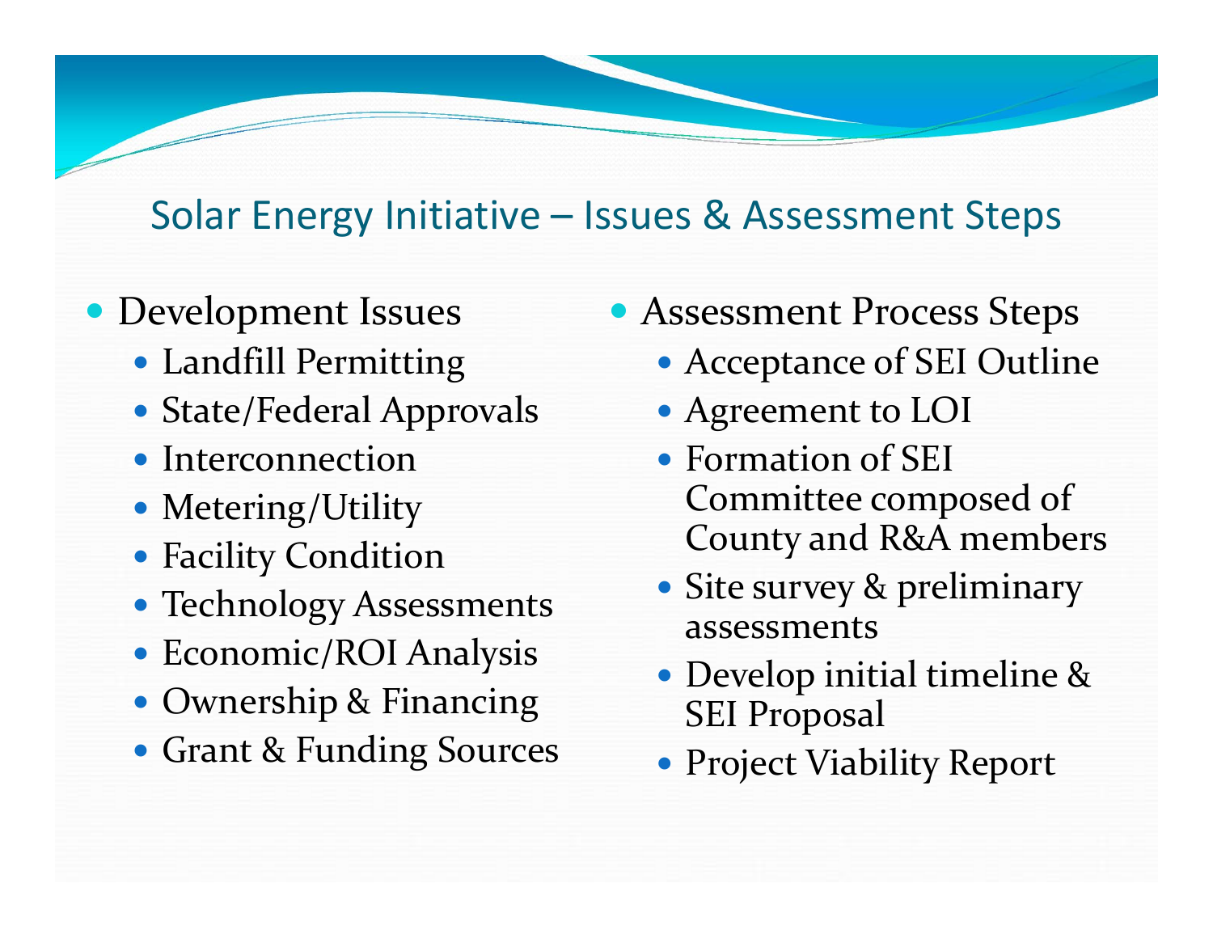# Solar Energy Initiative – Issues & Assessment Steps

- Development Issues
  - Landfill Permitting
  - State/Federal Approvals
  - Interconnection
  - Metering/Utility
  - Facility Condition
  - Technology Assessments
  - Economic/ROI Analysis
  - Ownership & Financing
  - Grant & Funding Sources
- Assessment Process Steps
  - Acceptance of SEI Outline
  - Agreement to LOI
  - Formation of SEI Committee composed of County and R&A members
  - Site survey & preliminary assessments
  - Develop initial timeline & SEI Proposal
  - Project Viability Report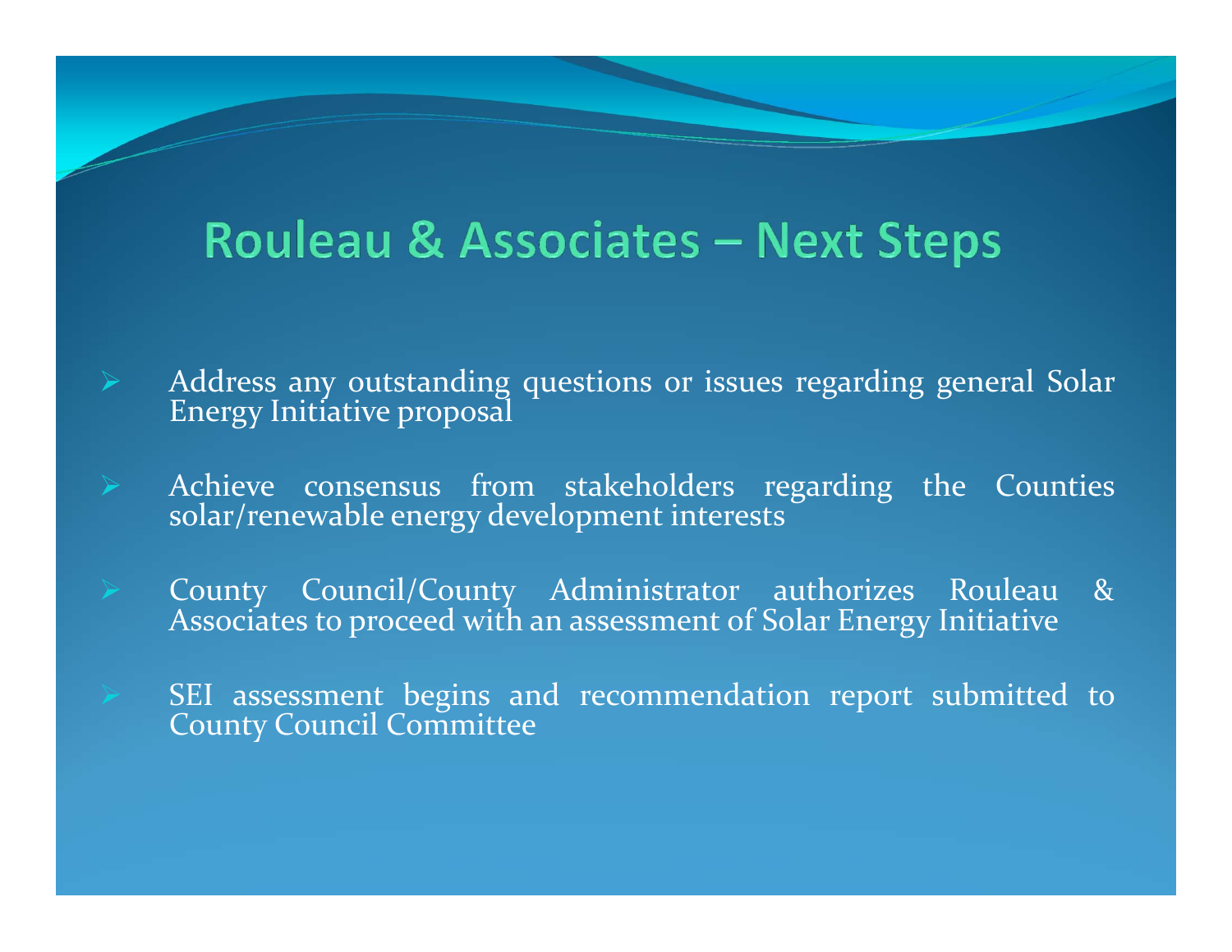# Rouleau & Associates – Next Steps

- Address any outstanding questions or issues regarding general Solar Energy Initiative proposal
- Achieve consensus from stakeholders regarding the Counties solar/renewable energy development interests
- County Council/County Administrator authorizes Rouleau & Associates to proceed with an assessment of Solar Energy Initiative
- SEI assessment begins and recommendation report submitted to County Council Committee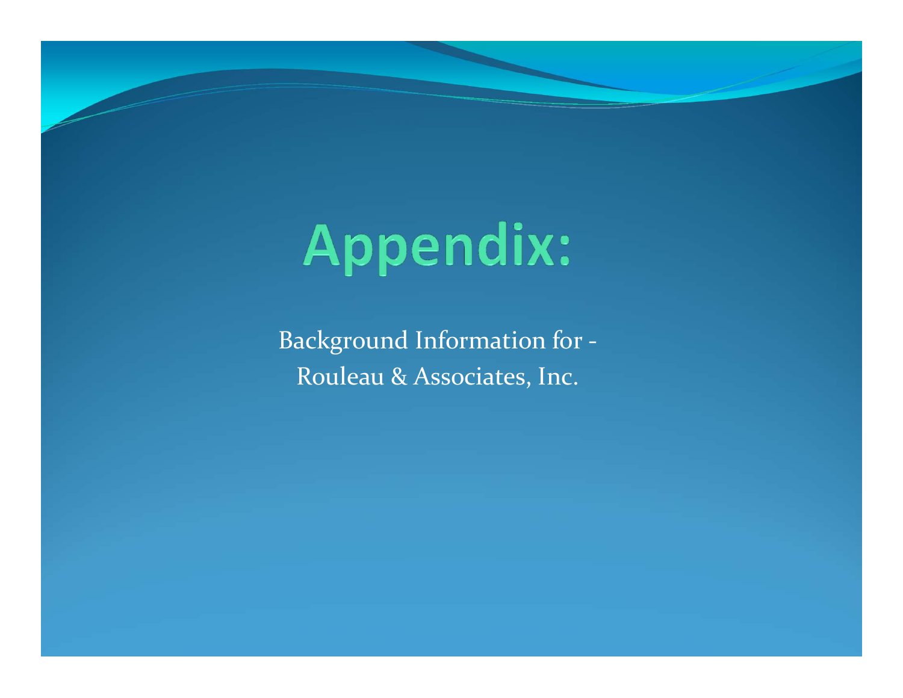# Appendix:

Background Information for -
Rouleau & Associates, Inc.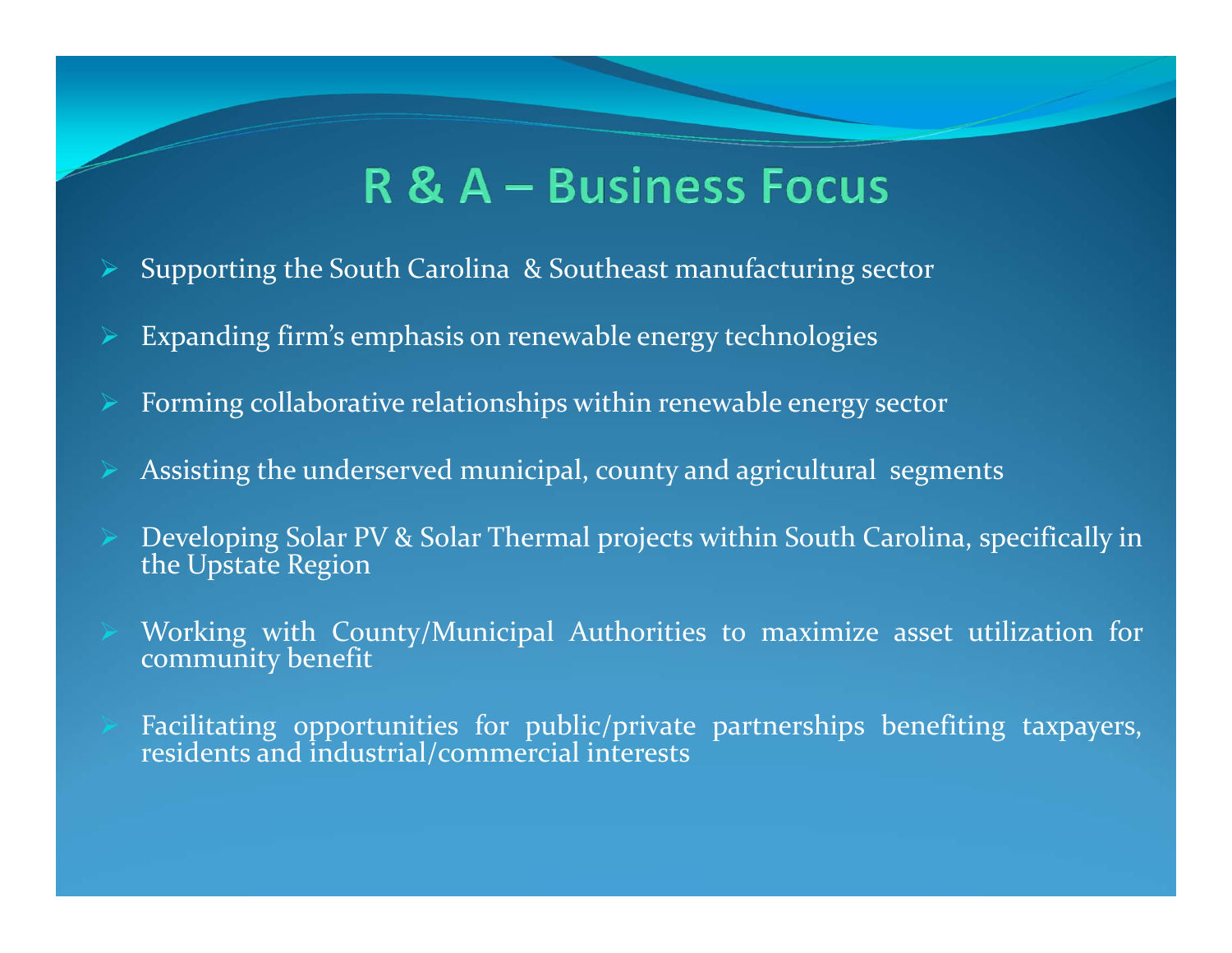# R & A – Business Focus

- Supporting the South Carolina & Southeast manufacturing sector
- Expanding firm's emphasis on renewable energy technologies
- Forming collaborative relationships within renewable energy sector
- Assisting the underserved municipal, county and agricultural segments
- Developing Solar PV & Solar Thermal projects within South Carolina, specifically in the Upstate Region
- Working with County/Municipal Authorities to maximize asset utilization for community benefit
- Facilitating opportunities for public/private partnerships benefiting taxpayers, residents and industrial/commercial interests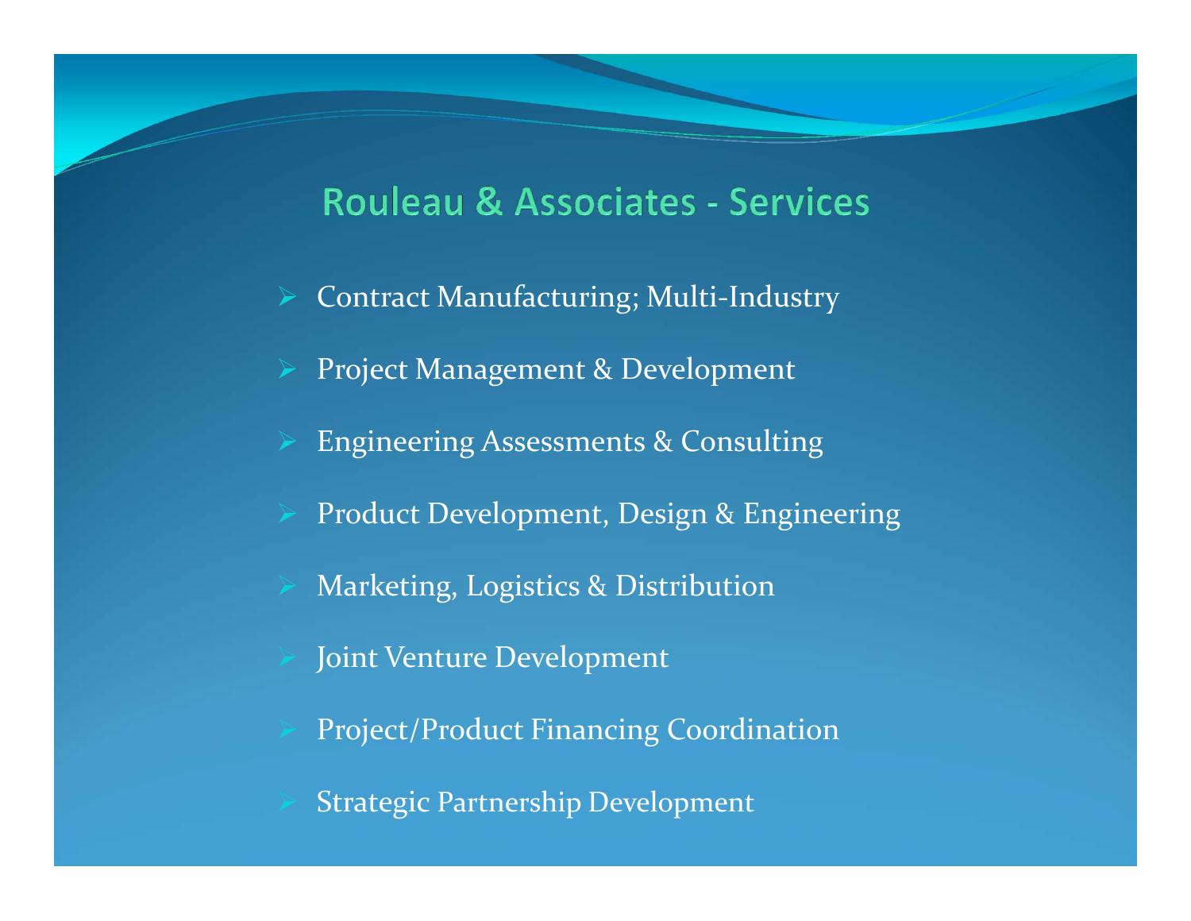# Rouleau & Associates - Services

- Contract Manufacturing; Multi-Industry
- Project Management & Development
- Engineering Assessments & Consulting
- Product Development, Design & Engineering
- Marketing, Logistics & Distribution
- Joint Venture Development
- Project/Product Financing Coordination
- Strategic Partnership Development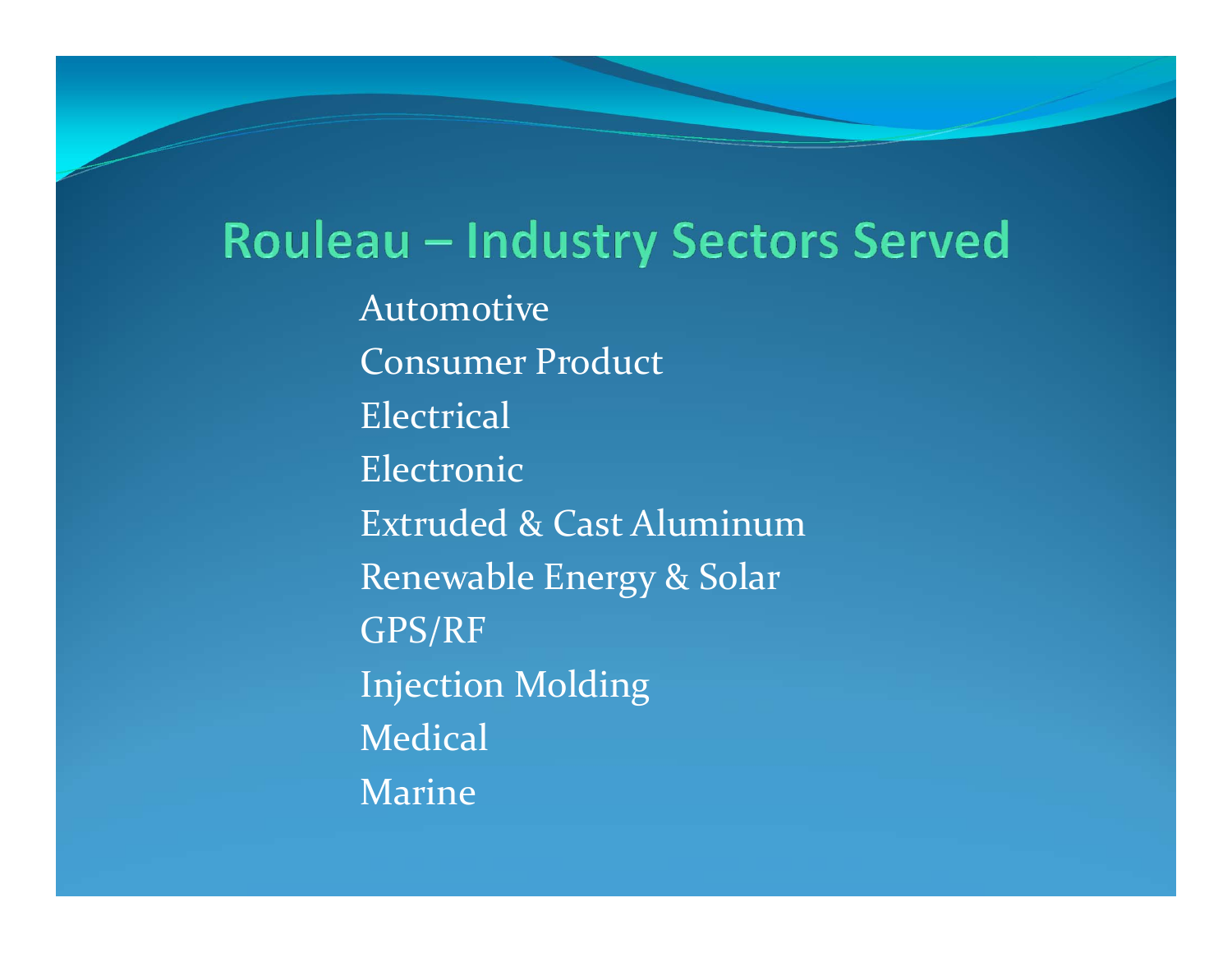# Rouleau – Industry Sectors Served

Automotive

Consumer Product

Electrical

Electronic

Extruded & Cast Aluminum

Renewable Energy & Solar

GPS/RF

Injection Molding

Medical

Marine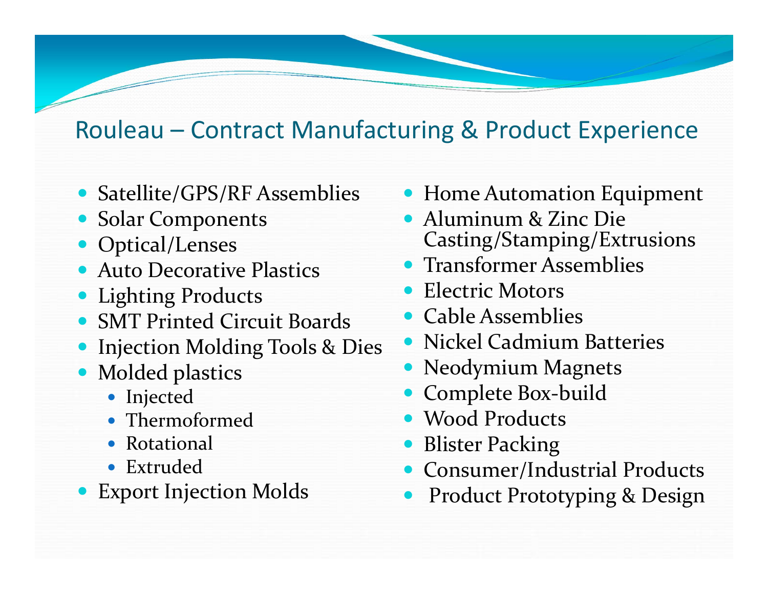## Rouleau – Contract Manufacturing & Product Experience

- Satellite/GPS/RF Assemblies
- Solar Components
- Optical/Lenses
- Auto Decorative Plastics
- Lighting Products
- SMT Printed Circuit Boards
- Injection Molding Tools & Dies
- Molded plastics
  - Injected
  - Thermoformed
  - Rotational
  - Extruded
- Export Injection Molds
- Home Automation Equipment
- Aluminum & Zinc Die Casting/Stamping/Extrusions
- Transformer Assemblies
- Electric Motors
- Cable Assemblies
- Nickel Cadmium Batteries
- Neodymium Magnets
- Complete Box-build
- Wood Products
- Blister Packing
- Consumer/Industrial Products
- Product Prototyping & Design